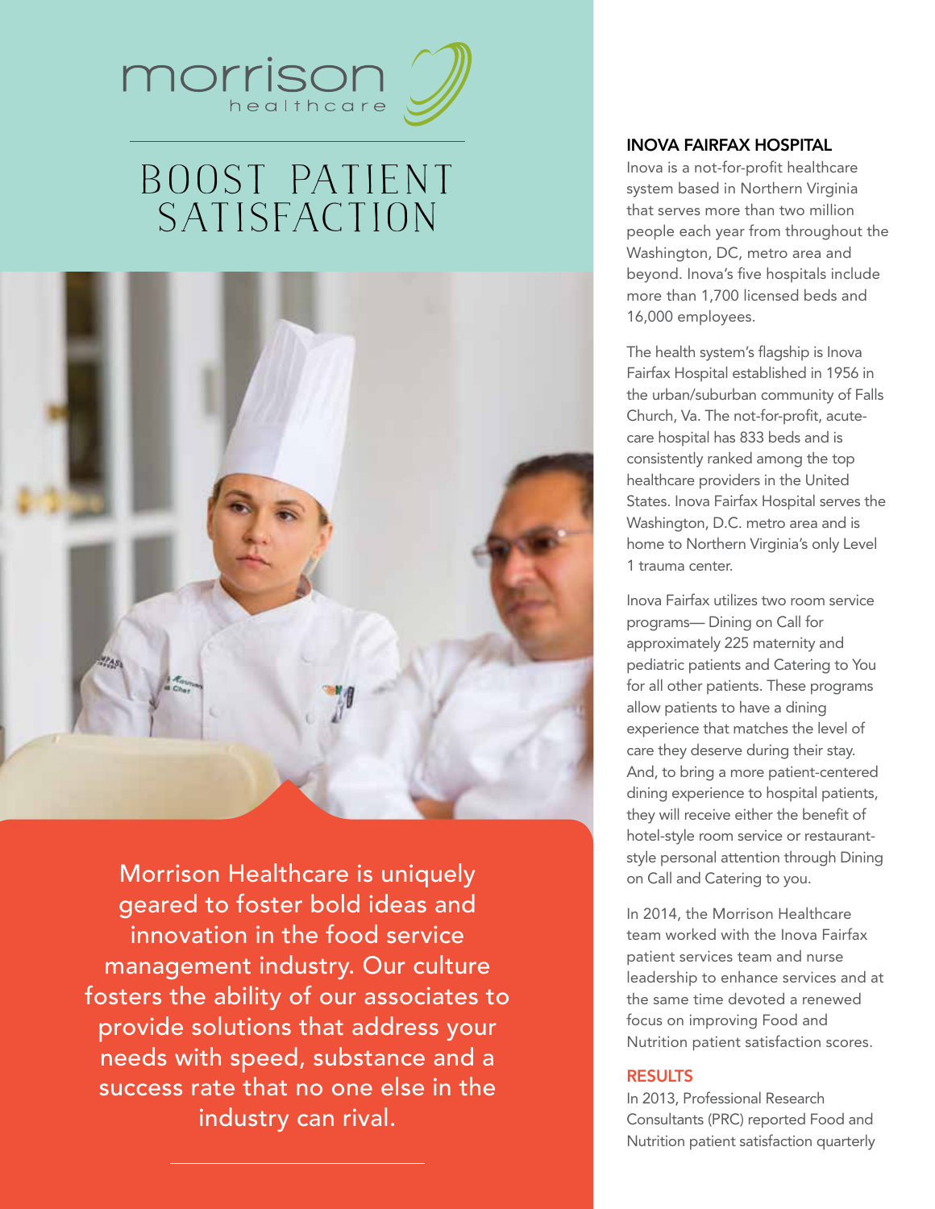morrison healthcare

# BOOST PATIENT SATISFACTION

Morrison Healthcare is uniquely geared to foster bold ideas and innovation in the food service management industry. Our culture fosters the ability of our associates to provide solutions that address your needs with speed, substance and a success rate that no one else in the industry can rival.

## INOVA FAIRFAX HOSPITAL

Inova is a not-for-profit healthcare system based in Northern Virginia that serves more than two million people each year from throughout the Washington, DC, metro area and beyond. Inova's five hospitals include more than 1,700 licensed beds and 16,000 employees.

The health system's flagship is Inova Fairfax Hospital established in 1956 in the urban/suburban community of Falls Church, Va. The not-for-profit, acute-care hospital has 833 beds and is consistently ranked among the top healthcare providers in the United States. Inova Fairfax Hospital serves the Washington, D.C. metro area and is home to Northern Virginia's only Level 1 trauma center.

Inova Fairfax utilizes two room service programs— Dining on Call for approximately 225 maternity and pediatric patients and Catering to You for all other patients. These programs allow patients to have a dining experience that matches the level of care they deserve during their stay. And, to bring a more patient-centered dining experience to hospital patients, they will receive either the benefit of hotel-style room service or restaurant-style personal attention through Dining on Call and Catering to you.

In 2014, the Morrison Healthcare team worked with the Inova Fairfax patient services team and nurse leadership to enhance services and at the same time devoted a renewed focus on improving Food and Nutrition patient satisfaction scores.

## RESULTS

In 2013, Professional Research Consultants (PRC) reported Food and Nutrition patient satisfaction quarterly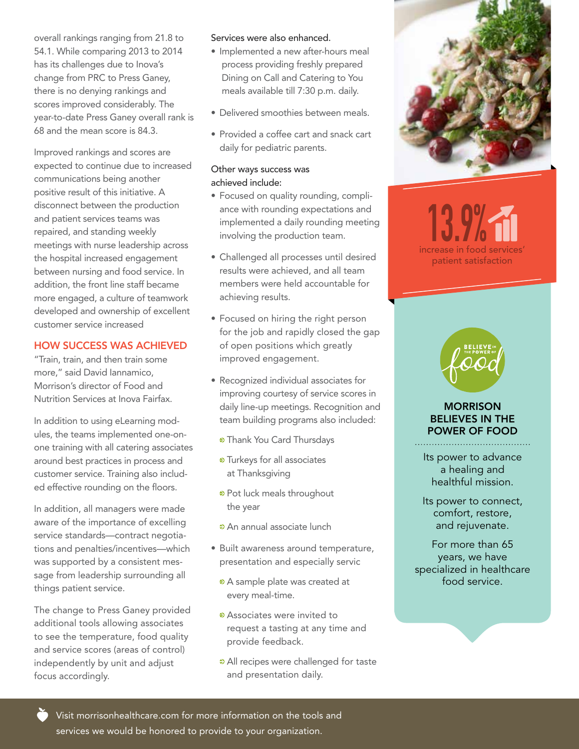overall rankings ranging from 21.8 to 54.1. While comparing 2013 to 2014 has its challenges due to Inova's change from PRC to Press Ganey, there is no denying rankings and scores improved considerably. The year-to-date Press Ganey overall rank is 68 and the mean score is 84.3.

Improved rankings and scores are expected to continue due to increased communications being another positive result of this initiative. A disconnect between the production and patient services teams was repaired, and standing weekly meetings with nurse leadership across the hospital increased engagement between nursing and food service. In addition, the front line staff became more engaged, a culture of teamwork developed and ownership of excellent customer service increased

## HOW SUCCESS WAS ACHIEVED

"Train, train, and then train some more," said David Iannamico, Morrison's director of Food and Nutrition Services at Inova Fairfax.

In addition to using eLearning modules, the teams implemented one-on-one training with all catering associates around best practices in process and customer service. Training also included effective rounding on the floors.

In addition, all managers were made aware of the importance of excelling service standards—contract negotiations and penalties/incentives—which was supported by a consistent message from leadership surrounding all things patient service.

The change to Press Ganey provided additional tools allowing associates to see the temperature, food quality and service scores (areas of control) independently by unit and adjust focus accordingly.

Services were also enhanced.

- Implemented a new after-hours meal process providing freshly prepared Dining on Call and Catering to You meals available till 7:30 p.m. daily.
- Delivered smoothies between meals.
- Provided a coffee cart and snack cart daily for pediatric parents.

Other ways success was achieved include:

- Focused on quality rounding, compliance with rounding expectations and implemented a daily rounding meeting involving the production team.
- Challenged all processes until desired results were achieved, and all team members were held accountable for achieving results.
- Focused on hiring the right person for the job and rapidly closed the gap of open positions which greatly improved engagement.
- Recognized individual associates for improving courtesy of service scores in daily line-up meetings. Recognition and team building programs also included:
  - Thank You Card Thursdays
  - Turkeys for all associates at Thanksgiving
  - Pot luck meals throughout the year
  - An annual associate lunch
- Built awareness around temperature, presentation and especially servic
  - A sample plate was created at every meal-time.
  - Associates were invited to request a tasting at any time and provide feedback.
  - All recipes were challenged for taste and presentation daily.

**13.9%**
increase in food services' patient satisfaction

BELIEVE IN THE POWER OF food

## MORRISON BELIEVES IN THE POWER OF FOOD

Its power to advance a healing and healthful mission.

Its power to connect, comfort, restore, and rejuvenate.

For more than 65 years, we have specialized in healthcare food service.

Visit morrisonhealthcare.com for more information on the tools and services we would be honored to provide to your organization.